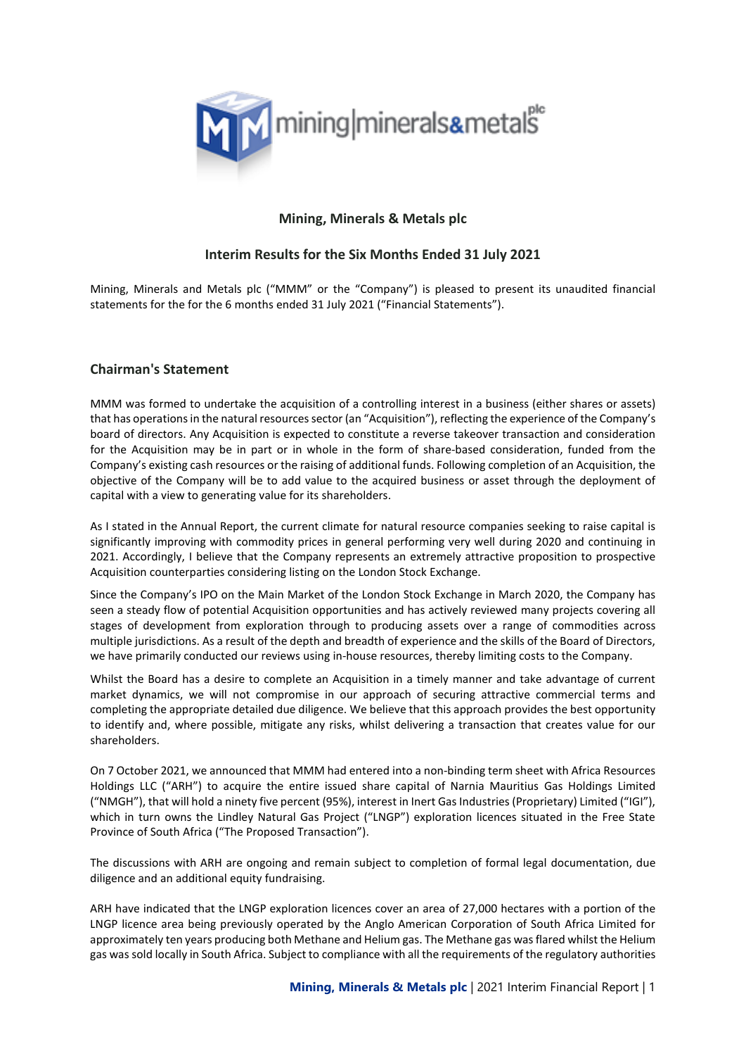# Mining, Minerals & Metals plc

## Interim Results for the Six Months Ended 31 July 2021

Mining, Minerals and Metals plc ("MMM" or the "Company") is pleased to present its unaudited financial statements for the for the 6 months ended 31 July 2021 ("Financial Statements").

## Chairman's Statement

MMM was formed to undertake the acquisition of a controlling interest in a business (either shares or assets) that has operations in the natural resources sector (an "Acquisition"), reflecting the experience of the Company's board of directors. Any Acquisition is expected to constitute a reverse takeover transaction and consideration for the Acquisition may be in part or in whole in the form of share-based consideration, funded from the Company's existing cash resources or the raising of additional funds. Following completion of an Acquisition, the objective of the Company will be to add value to the acquired business or asset through the deployment of capital with a view to generating value for its shareholders.

As I stated in the Annual Report, the current climate for natural resource companies seeking to raise capital is significantly improving with commodity prices in general performing very well during 2020 and continuing in 2021. Accordingly, I believe that the Company represents an extremely attractive proposition to prospective Acquisition counterparties considering listing on the London Stock Exchange.

Since the Company's IPO on the Main Market of the London Stock Exchange in March 2020, the Company has seen a steady flow of potential Acquisition opportunities and has actively reviewed many projects covering all stages of development from exploration through to producing assets over a range of commodities across multiple jurisdictions. As a result of the depth and breadth of experience and the skills of the Board of Directors, we have primarily conducted our reviews using in-house resources, thereby limiting costs to the Company.

Whilst the Board has a desire to complete an Acquisition in a timely manner and take advantage of current market dynamics, we will not compromise in our approach of securing attractive commercial terms and completing the appropriate detailed due diligence. We believe that this approach provides the best opportunity to identify and, where possible, mitigate any risks, whilst delivering a transaction that creates value for our shareholders.

On 7 October 2021, we announced that MMM had entered into a non-binding term sheet with Africa Resources Holdings LLC ("ARH") to acquire the entire issued share capital of Narnia Mauritius Gas Holdings Limited ("NMGH"), that will hold a ninety five percent (95%), interest in Inert Gas Industries (Proprietary) Limited ("IGI"), which in turn owns the Lindley Natural Gas Project ("LNGP") exploration licences situated in the Free State Province of South Africa ("The Proposed Transaction").

The discussions with ARH are ongoing and remain subject to completion of formal legal documentation, due diligence and an additional equity fundraising.

ARH have indicated that the LNGP exploration licences cover an area of 27,000 hectares with a portion of the LNGP licence area being previously operated by the Anglo American Corporation of South Africa Limited for approximately ten years producing both Methane and Helium gas. The Methane gas was flared whilst the Helium gas was sold locally in South Africa. Subject to compliance with all the requirements of the regulatory authorities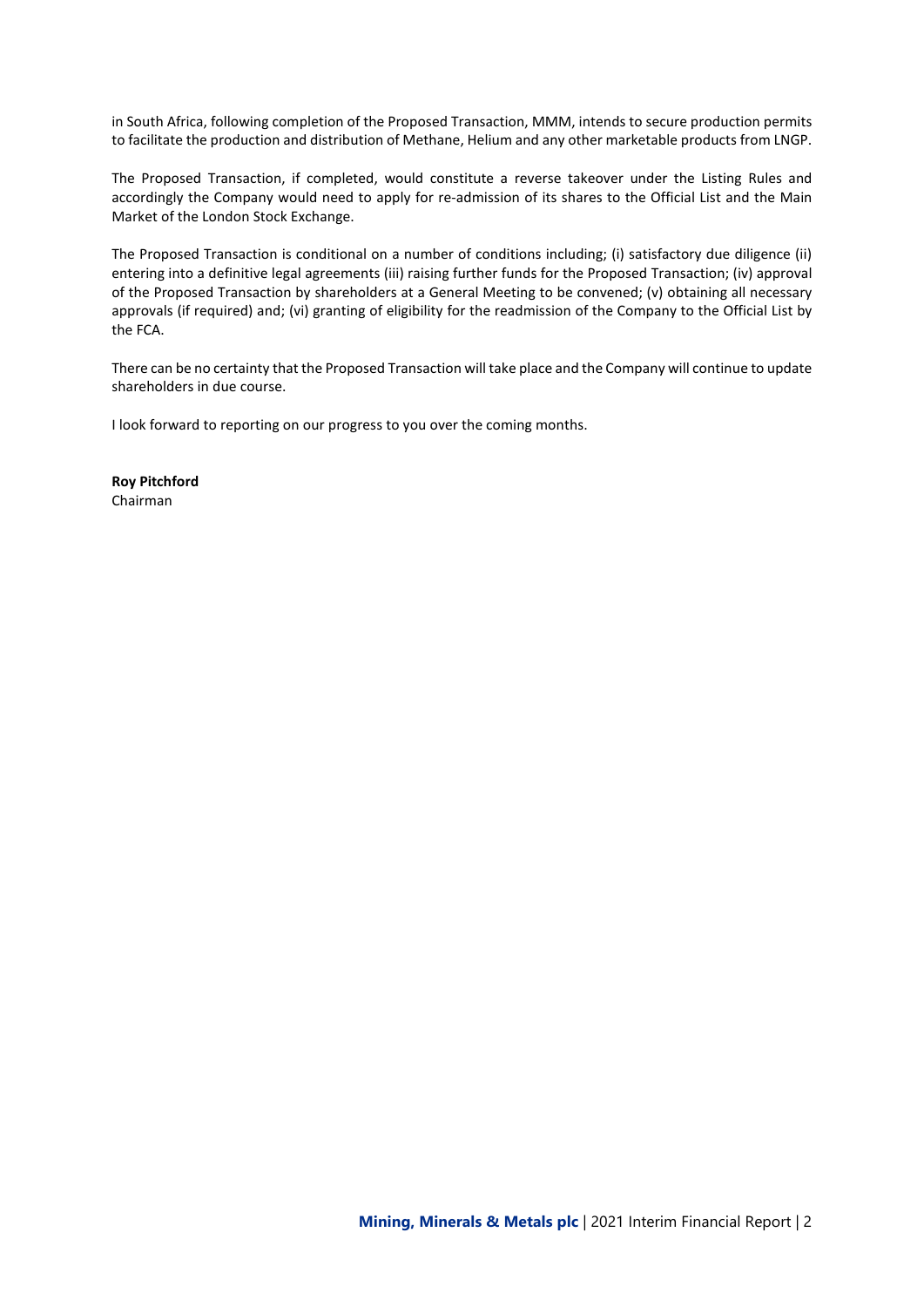in South Africa, following completion of the Proposed Transaction, MMM, intends to secure production permits to facilitate the production and distribution of Methane, Helium and any other marketable products from LNGP.

The Proposed Transaction, if completed, would constitute a reverse takeover under the Listing Rules and accordingly the Company would need to apply for re-admission of its shares to the Official List and the Main Market of the London Stock Exchange.

The Proposed Transaction is conditional on a number of conditions including; (i) satisfactory due diligence (ii) entering into a definitive legal agreements (iii) raising further funds for the Proposed Transaction; (iv) approval of the Proposed Transaction by shareholders at a General Meeting to be convened; (v) obtaining all necessary approvals (if required) and; (vi) granting of eligibility for the readmission of the Company to the Official List by the FCA.

There can be no certainty that the Proposed Transaction will take place and the Company will continue to update shareholders in due course.

I look forward to reporting on our progress to you over the coming months.

**Roy Pitchford**
Chairman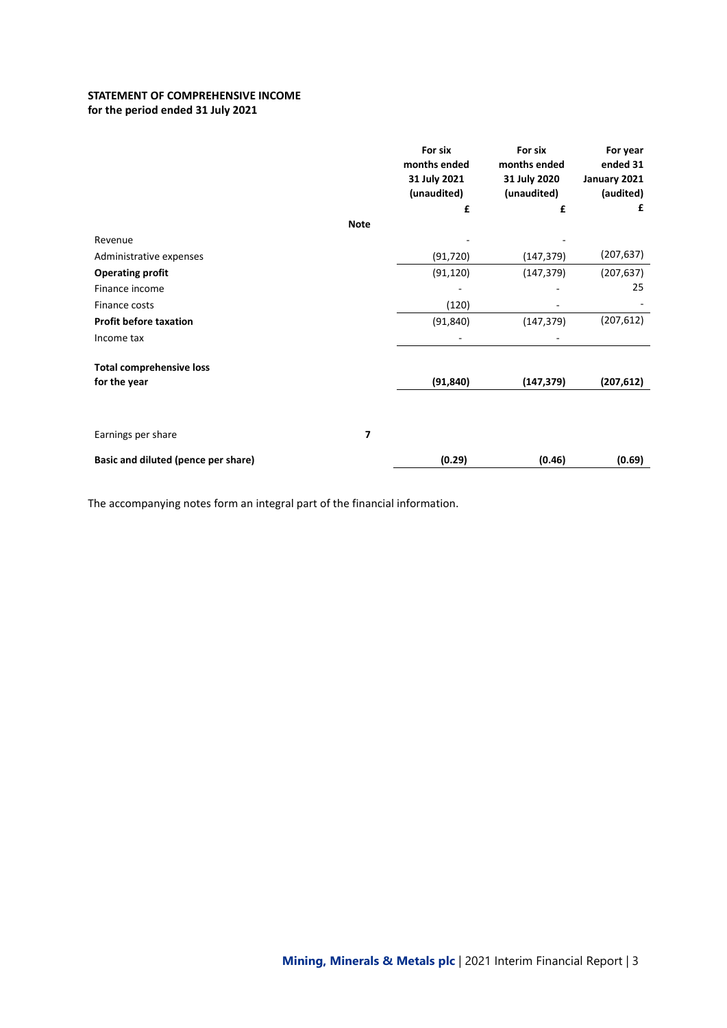**STATEMENT OF COMPREHENSIVE INCOME**
**for the period ended 31 July 2021**

| | Note | For six months ended 31 July 2021 (unaudited) | For six months ended 31 July 2020 (unaudited) | For year ended 31 January 2021 (audited) |
|---|---|---|---|---|
| | | £ | £ | £ |
| Revenue | | - | - | |
| Administrative expenses | | (91,720) | (147,379) | (207,637) |
| **Operating profit** | | (91,120) | (147,379) | (207,637) |
| Finance income | | - | - | 25 |
| Finance costs | | (120) | - | - |
| **Profit before taxation** | | (91,840) | (147,379) | (207,612) |
| Income tax | | - | - | |
| **Total comprehensive loss for the year** | | **(91,840)** | **(147,379)** | **(207,612)** |
| Earnings per share | 7 | | | |
| **Basic and diluted (pence per share)** | | **(0.29)** | **(0.46)** | **(0.69)** |

The accompanying notes form an integral part of the financial information.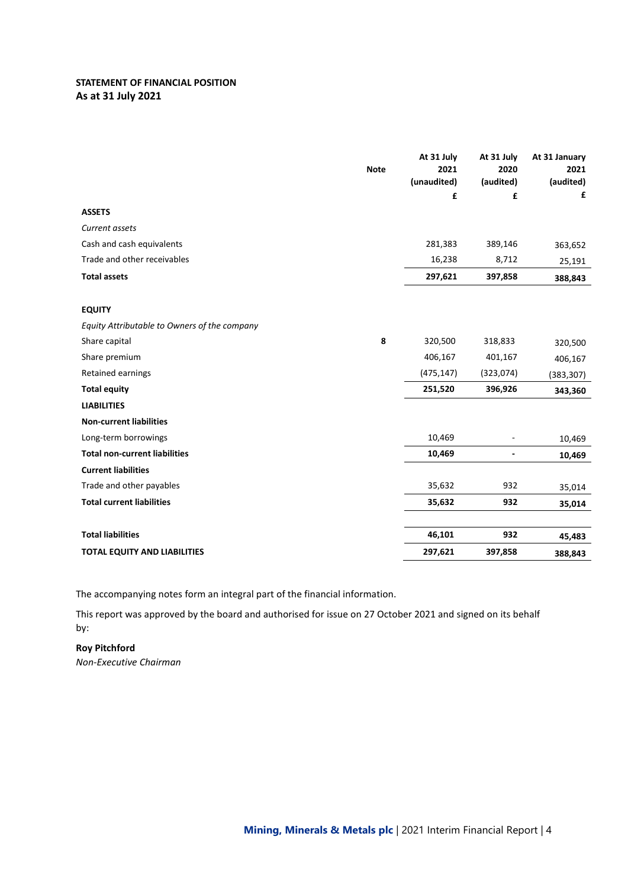**STATEMENT OF FINANCIAL POSITION**
**As at 31 July 2021**

| | Note | At 31 July 2021 (unaudited) | At 31 July 2020 (audited) | At 31 January 2021 (audited) |
|---|---|---|---|---|
| | | £ | £ | £ |
| **ASSETS** | | | | |
| *Current assets* | | | | |
| Cash and cash equivalents | | 281,383 | 389,146 | 363,652 |
| Trade and other receivables | | 16,238 | 8,712 | 25,191 |
| **Total assets** | | **297,621** | **397,858** | **388,843** |
| | | | | |
| **EQUITY** | | | | |
| *Equity Attributable to Owners of the company* | | | | |
| Share capital | 8 | 320,500 | 318,833 | 320,500 |
| Share premium | | 406,167 | 401,167 | 406,167 |
| Retained earnings | | (475,147) | (323,074) | (383,307) |
| **Total equity** | | **251,520** | **396,926** | **343,360** |
| **LIABILITIES** | | | | |
| **Non-current liabilities** | | | | |
| Long-term borrowings | | 10,469 | - | 10,469 |
| **Total non-current liabilities** | | **10,469** | **-** | **10,469** |
| **Current liabilities** | | | | |
| Trade and other payables | | 35,632 | 932 | 35,014 |
| **Total current liabilities** | | **35,632** | **932** | **35,014** |
| | | | | |
| **Total liabilities** | | **46,101** | **932** | **45,483** |
| **TOTAL EQUITY AND LIABILITIES** | | **297,621** | **397,858** | **388,843** |

The accompanying notes form an integral part of the financial information.

This report was approved by the board and authorised for issue on 27 October 2021 and signed on its behalf by:

**Roy Pitchford**
*Non-Executive Chairman*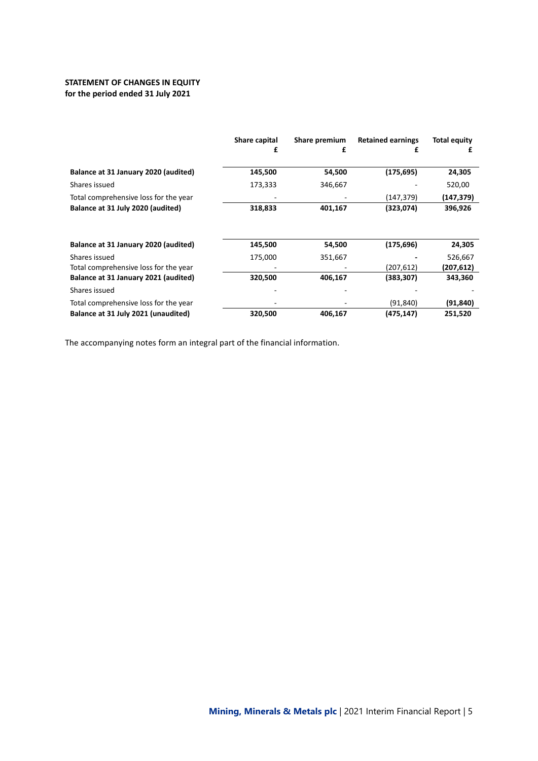**STATEMENT OF CHANGES IN EQUITY**
**for the period ended 31 July 2021**

| | Share capital £ | Share premium £ | Retained earnings £ | Total equity £ |
|---|---|---|---|---|
| **Balance at 31 January 2020 (audited)** | **145,500** | **54,500** | **(175,695)** | **24,305** |
| Shares issued | 173,333 | 346,667 | - | 520,00 |
| Total comprehensive loss for the year | - | - | (147,379) | **(147,379)** |
| **Balance at 31 July 2020 (audited)** | **318,833** | **401,167** | **(323,074)** | **396,926** |
| | | | | |
| **Balance at 31 January 2020 (audited)** | **145,500** | **54,500** | **(175,696)** | **24,305** |
| Shares issued | 175,000 | 351,667 | **-** | 526,667 |
| Total comprehensive loss for the year | - | - | (207,612) | **(207,612)** |
| **Balance at 31 January 2021 (audited)** | **320,500** | **406,167** | **(383,307)** | **343,360** |
| Shares issued | - | - | - | - |
| Total comprehensive loss for the year | - | - | (91,840) | **(91,840)** |
| **Balance at 31 July 2021 (unaudited)** | **320,500** | **406,167** | **(475,147)** | **251,520** |

The accompanying notes form an integral part of the financial information.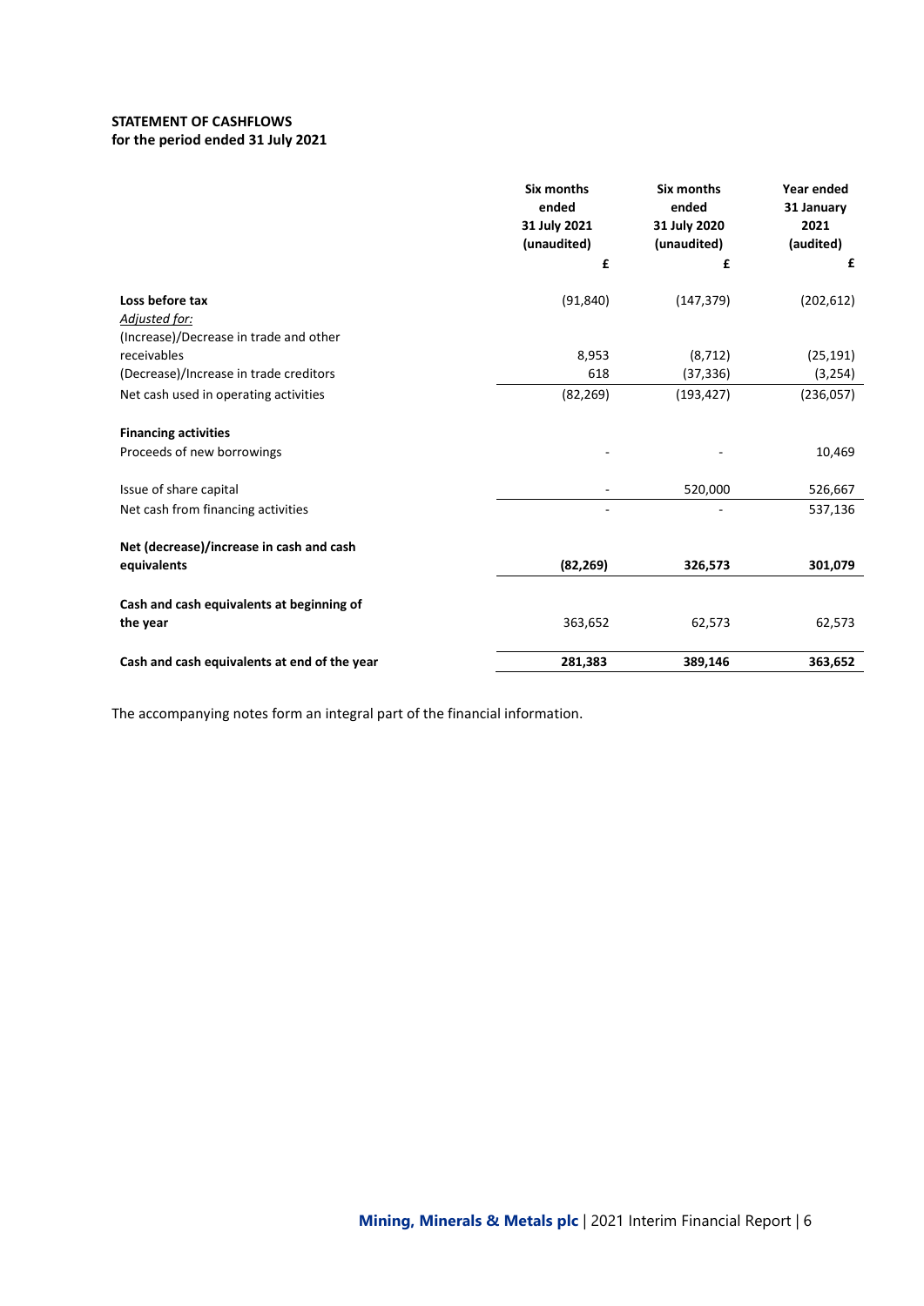**STATEMENT OF CASHFLOWS**
**for the period ended 31 July 2021**

| | Six months ended 31 July 2021 (unaudited) | Six months ended 31 July 2020 (unaudited) | Year ended 31 January 2021 (audited) |
|---|---|---|---|
| | £ | £ | £ |
| **Loss before tax** | (91,840) | (147,379) | (202,612) |
| *Adjusted for:* | | | |
| (Increase)/Decrease in trade and other receivables | 8,953 | (8,712) | (25,191) |
| (Decrease)/Increase in trade creditors | 618 | (37,336) | (3,254) |
| Net cash used in operating activities | (82,269) | (193,427) | (236,057) |
| **Financing activities** | | | |
| Proceeds of new borrowings | - | - | 10,469 |
| Issue of share capital | - | 520,000 | 526,667 |
| Net cash from financing activities | - | - | 537,136 |
| **Net (decrease)/increase in cash and cash equivalents** | **(82,269)** | **326,573** | **301,079** |
| **Cash and cash equivalents at beginning of the year** | 363,652 | 62,573 | 62,573 |
| **Cash and cash equivalents at end of the year** | **281,383** | **389,146** | **363,652** |

The accompanying notes form an integral part of the financial information.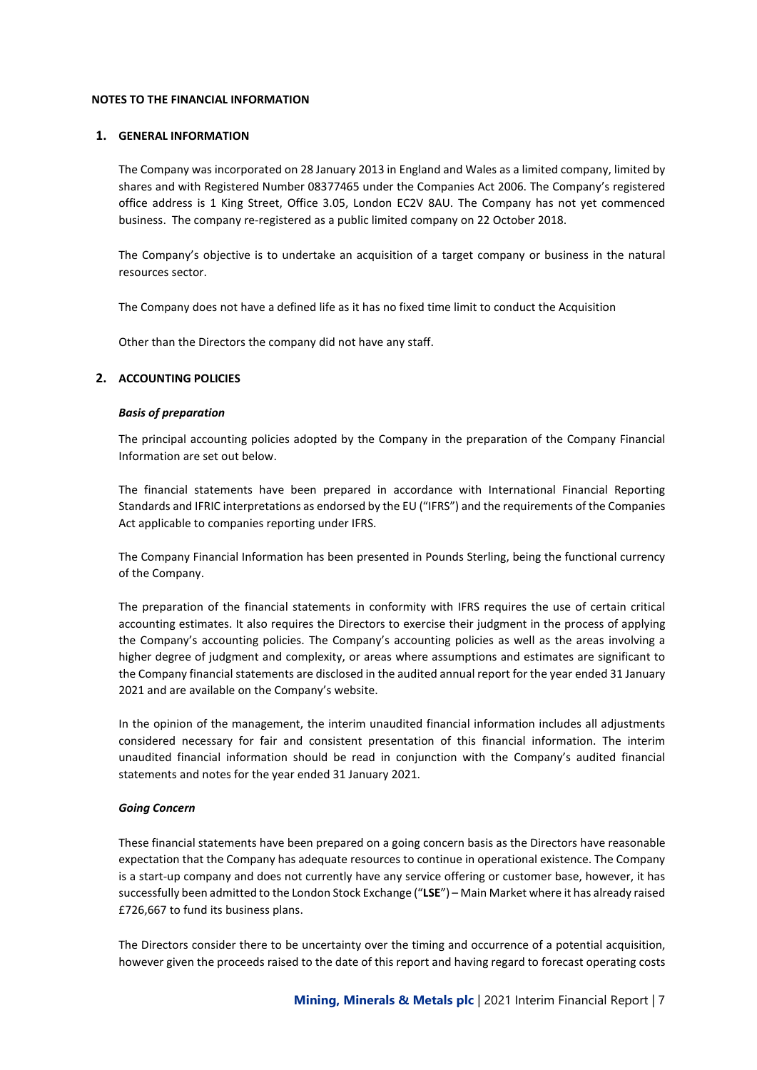**NOTES TO THE FINANCIAL INFORMATION**

## 1. GENERAL INFORMATION

The Company was incorporated on 28 January 2013 in England and Wales as a limited company, limited by shares and with Registered Number 08377465 under the Companies Act 2006. The Company's registered office address is 1 King Street, Office 3.05, London EC2V 8AU. The Company has not yet commenced business. The company re-registered as a public limited company on 22 October 2018.

The Company's objective is to undertake an acquisition of a target company or business in the natural resources sector.

The Company does not have a defined life as it has no fixed time limit to conduct the Acquisition

Other than the Directors the company did not have any staff.

## 2. ACCOUNTING POLICIES

***Basis of preparation***

The principal accounting policies adopted by the Company in the preparation of the Company Financial Information are set out below.

The financial statements have been prepared in accordance with International Financial Reporting Standards and IFRIC interpretations as endorsed by the EU ("IFRS") and the requirements of the Companies Act applicable to companies reporting under IFRS.

The Company Financial Information has been presented in Pounds Sterling, being the functional currency of the Company.

The preparation of the financial statements in conformity with IFRS requires the use of certain critical accounting estimates. It also requires the Directors to exercise their judgment in the process of applying the Company's accounting policies. The Company's accounting policies as well as the areas involving a higher degree of judgment and complexity, or areas where assumptions and estimates are significant to the Company financial statements are disclosed in the audited annual report for the year ended 31 January 2021 and are available on the Company's website.

In the opinion of the management, the interim unaudited financial information includes all adjustments considered necessary for fair and consistent presentation of this financial information. The interim unaudited financial information should be read in conjunction with the Company's audited financial statements and notes for the year ended 31 January 2021.

***Going Concern***

These financial statements have been prepared on a going concern basis as the Directors have reasonable expectation that the Company has adequate resources to continue in operational existence. The Company is a start-up company and does not currently have any service offering or customer base, however, it has successfully been admitted to the London Stock Exchange ("**LSE**") – Main Market where it has already raised £726,667 to fund its business plans.

The Directors consider there to be uncertainty over the timing and occurrence of a potential acquisition, however given the proceeds raised to the date of this report and having regard to forecast operating costs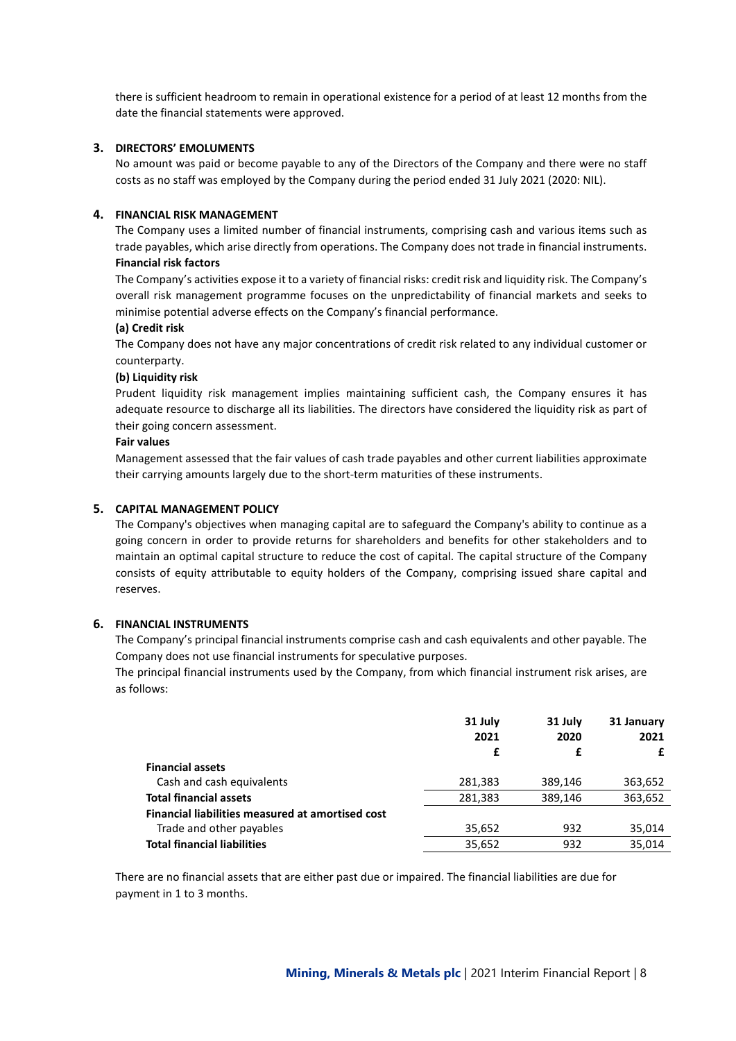there is sufficient headroom to remain in operational existence for a period of at least 12 months from the date the financial statements were approved.

## 3. DIRECTORS' EMOLUMENTS

No amount was paid or become payable to any of the Directors of the Company and there were no staff costs as no staff was employed by the Company during the period ended 31 July 2021 (2020: NIL).

## 4. FINANCIAL RISK MANAGEMENT

The Company uses a limited number of financial instruments, comprising cash and various items such as trade payables, which arise directly from operations. The Company does not trade in financial instruments.

**Financial risk factors**

The Company's activities expose it to a variety of financial risks: credit risk and liquidity risk. The Company's overall risk management programme focuses on the unpredictability of financial markets and seeks to minimise potential adverse effects on the Company's financial performance.

**(a) Credit risk**

The Company does not have any major concentrations of credit risk related to any individual customer or counterparty.

**(b) Liquidity risk**

Prudent liquidity risk management implies maintaining sufficient cash, the Company ensures it has adequate resource to discharge all its liabilities. The directors have considered the liquidity risk as part of their going concern assessment.

**Fair values**

Management assessed that the fair values of cash trade payables and other current liabilities approximate their carrying amounts largely due to the short-term maturities of these instruments.

## 5. CAPITAL MANAGEMENT POLICY

The Company's objectives when managing capital are to safeguard the Company's ability to continue as a going concern in order to provide returns for shareholders and benefits for other stakeholders and to maintain an optimal capital structure to reduce the cost of capital. The capital structure of the Company consists of equity attributable to equity holders of the Company, comprising issued share capital and reserves.

## 6. FINANCIAL INSTRUMENTS

The Company's principal financial instruments comprise cash and cash equivalents and other payable. The Company does not use financial instruments for speculative purposes.

The principal financial instruments used by the Company, from which financial instrument risk arises, are as follows:

| | 31 July 2021 | 31 July 2020 | 31 January 2021 |
|---|---|---|---|
| | £ | £ | £ |
| **Financial assets** | | | |
| Cash and cash equivalents | 281,383 | 389,146 | 363,652 |
| **Total financial assets** | 281,383 | 389,146 | 363,652 |
| **Financial liabilities measured at amortised cost** | | | |
| Trade and other payables | 35,652 | 932 | 35,014 |
| **Total financial liabilities** | 35,652 | 932 | 35,014 |

There are no financial assets that are either past due or impaired. The financial liabilities are due for payment in 1 to 3 months.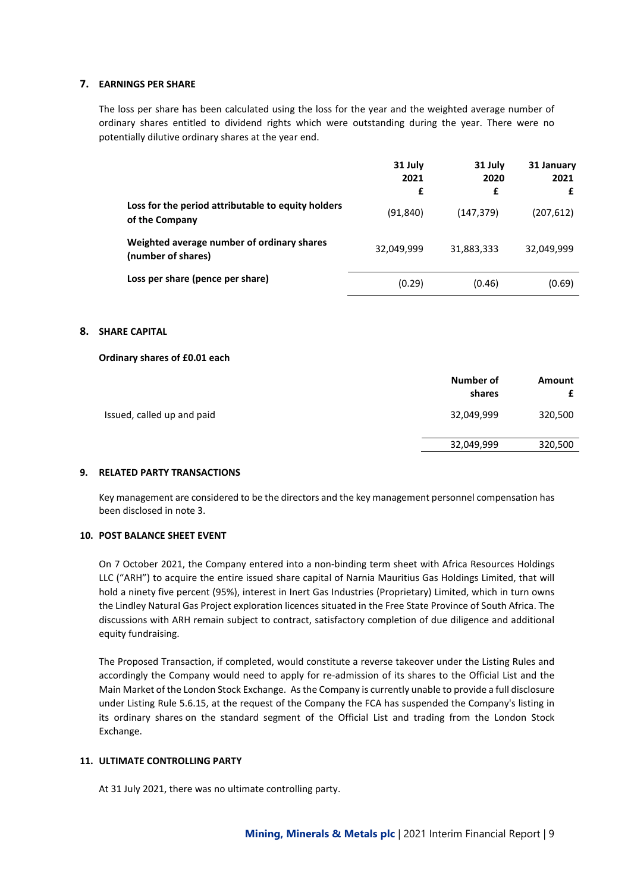## 7. EARNINGS PER SHARE

The loss per share has been calculated using the loss for the year and the weighted average number of ordinary shares entitled to dividend rights which were outstanding during the year. There were no potentially dilutive ordinary shares at the year end.

| | 31 July 2021 £ | 31 July 2020 £ | 31 January 2021 £ |
|---|---|---|---|
| **Loss for the period attributable to equity holders of the Company** | (91,840) | (147,379) | (207,612) |
| **Weighted average number of ordinary shares (number of shares)** | 32,049,999 | 31,883,333 | 32,049,999 |
| **Loss per share (pence per share)** | (0.29) | (0.46) | (0.69) |

## 8. SHARE CAPITAL

**Ordinary shares of £0.01 each**

| | Number of shares | Amount £ |
|---|---|---|
| Issued, called up and paid | 32,049,999 | 320,500 |
| | 32,049,999 | 320,500 |

## 9. RELATED PARTY TRANSACTIONS

Key management are considered to be the directors and the key management personnel compensation has been disclosed in note 3.

## 10. POST BALANCE SHEET EVENT

On 7 October 2021, the Company entered into a non-binding term sheet with Africa Resources Holdings LLC ("ARH") to acquire the entire issued share capital of Narnia Mauritius Gas Holdings Limited, that will hold a ninety five percent (95%), interest in Inert Gas Industries (Proprietary) Limited, which in turn owns the Lindley Natural Gas Project exploration licences situated in the Free State Province of South Africa. The discussions with ARH remain subject to contract, satisfactory completion of due diligence and additional equity fundraising.

The Proposed Transaction, if completed, would constitute a reverse takeover under the Listing Rules and accordingly the Company would need to apply for re-admission of its shares to the Official List and the Main Market of the London Stock Exchange. As the Company is currently unable to provide a full disclosure under Listing Rule 5.6.15, at the request of the Company the FCA has suspended the Company's listing in its ordinary shares on the standard segment of the Official List and trading from the London Stock Exchange.

## 11. ULTIMATE CONTROLLING PARTY

At 31 July 2021, there was no ultimate controlling party.